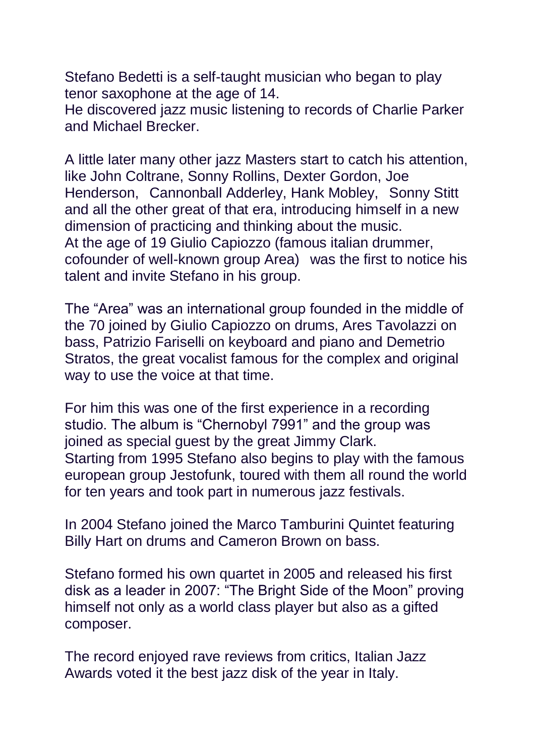Stefano Bedetti is a self-taught musician who began to play tenor saxophone at the age of 14.
He discovered jazz music listening to records of Charlie Parker and Michael Brecker.

A little later many other jazz Masters start to catch his attention, like John Coltrane, Sonny Rollins, Dexter Gordon, Joe Henderson, Cannonball Adderley, Hank Mobley, Sonny Stitt and all the other great of that era, introducing himself in a new dimension of practicing and thinking about the music.
At the age of 19 Giulio Capiozzo (famous italian drummer, cofounder of well-known group Area) was the first to notice his talent and invite Stefano in his group.

The "Area" was an international group founded in the middle of the 70 joined by Giulio Capiozzo on drums, Ares Tavolazzi on bass, Patrizio Fariselli on keyboard and piano and Demetrio Stratos, the great vocalist famous for the complex and original way to use the voice at that time.

For him this was one of the first experience in a recording studio. The album is "Chernobyl 7991" and the group was joined as special guest by the great Jimmy Clark.
Starting from 1995 Stefano also begins to play with the famous european group Jestofunk, toured with them all round the world for ten years and took part in numerous jazz festivals.

In 2004 Stefano joined the Marco Tamburini Quintet featuring Billy Hart on drums and Cameron Brown on bass.

Stefano formed his own quartet in 2005 and released his first disk as a leader in 2007: "The Bright Side of the Moon" proving himself not only as a world class player but also as a gifted composer.

The record enjoyed rave reviews from critics, Italian Jazz Awards voted it the best jazz disk of the year in Italy.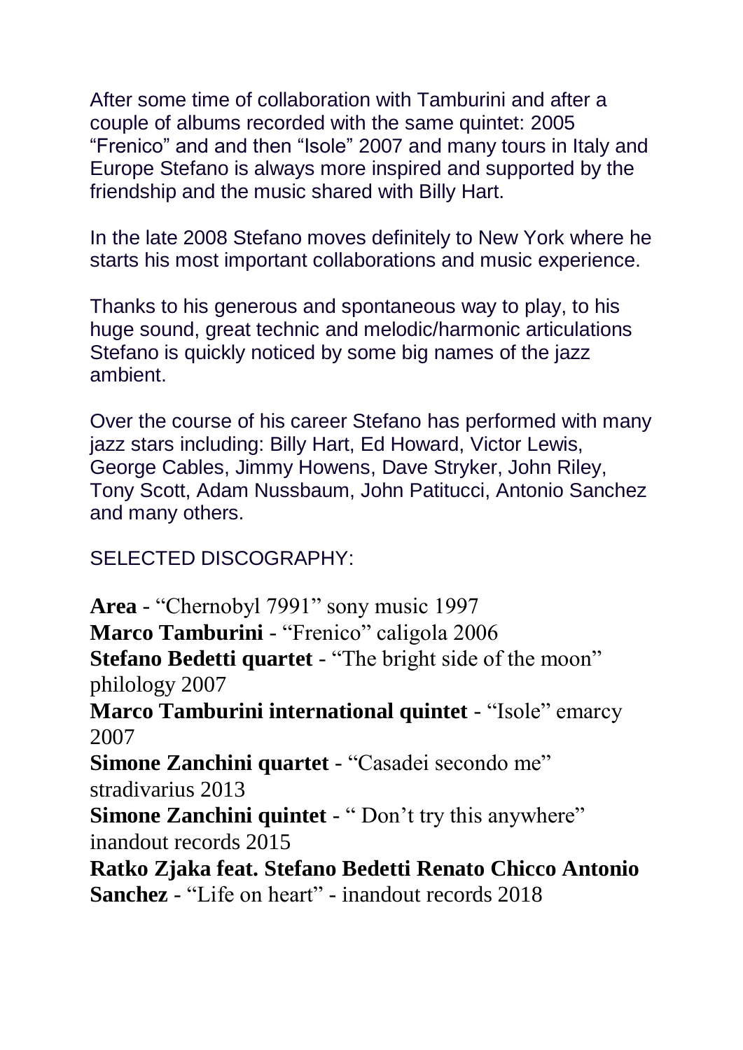After some time of collaboration with Tamburini and after a couple of albums recorded with the same quintet: 2005 "Frenico" and and then "Isole" 2007 and many tours in Italy and Europe Stefano is always more inspired and supported by the friendship and the music shared with Billy Hart.

In the late 2008 Stefano moves definitely to New York where he starts his most important collaborations and music experience.

Thanks to his generous and spontaneous way to play, to his huge sound, great technic and melodic/harmonic articulations Stefano is quickly noticed by some big names of the jazz ambient.

Over the course of his career Stefano has performed with many jazz stars including: Billy Hart, Ed Howard, Victor Lewis, George Cables, Jimmy Howens, Dave Stryker, John Riley, Tony Scott, Adam Nussbaum, John Patitucci, Antonio Sanchez and many others.

SELECTED DISCOGRAPHY:

**Area** - "Chernobyl 7991" sony music 1997
**Marco Tamburini** - "Frenico" caligola 2006
**Stefano Bedetti quartet** - "The bright side of the moon" philology 2007
**Marco Tamburini international quintet** - "Isole" emarcy 2007
**Simone Zanchini quartet** - "Casadei secondo me" stradivarius 2013
**Simone Zanchini quintet** - " Don't try this anywhere" inandout records 2015
**Ratko Zjaka feat. Stefano Bedetti Renato Chicco Antonio Sanchez** - "Life on heart" - inandout records 2018